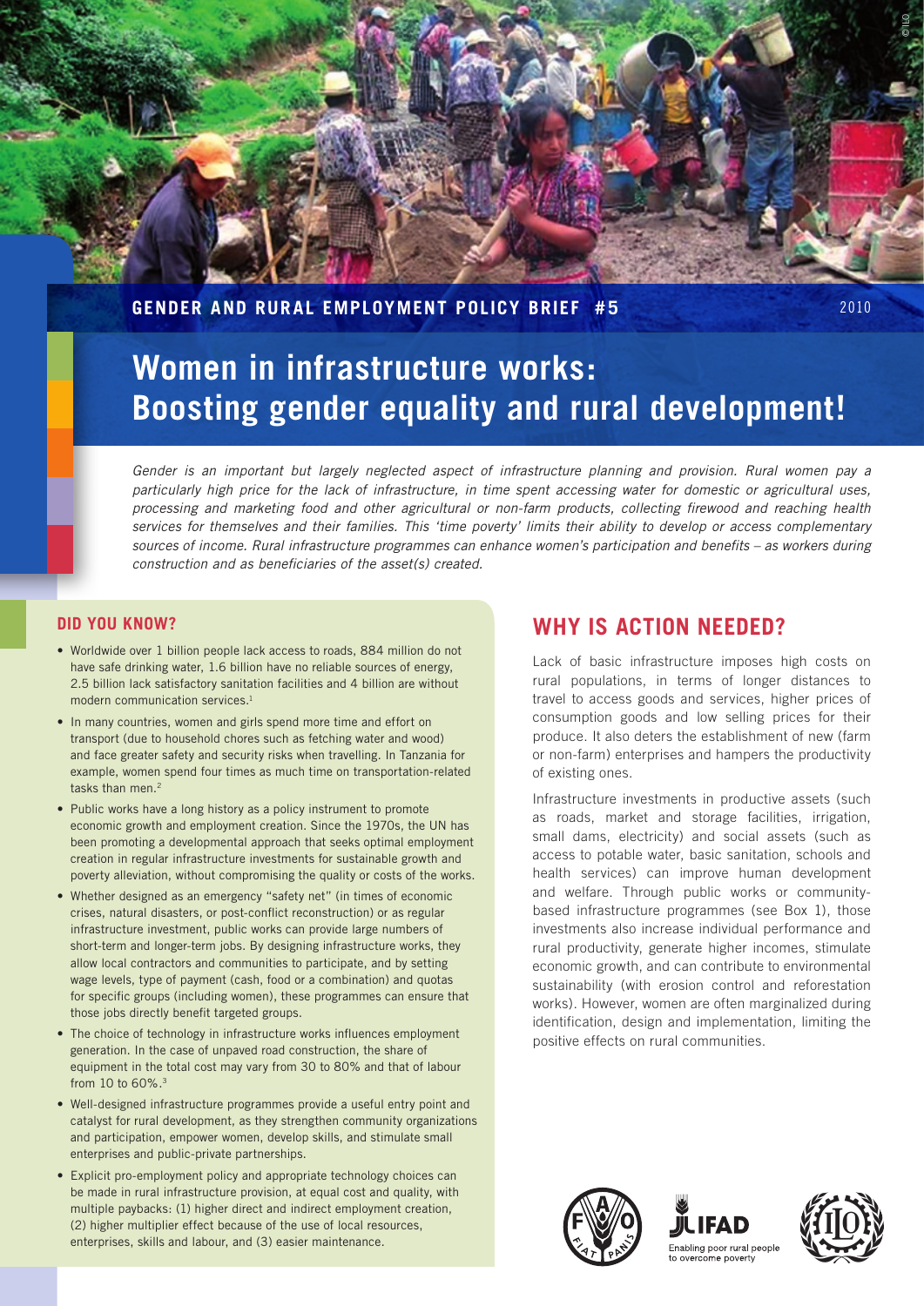GENDER AND RURAL EMPLOYMENT POLICY BRIEF #5

2010

# Women in infrastructure works: Boosting gender equality and rural development!

*Gender is an important but largely neglected aspect of infrastructure planning and provision. Rural women pay a particularly high price for the lack of infrastructure, in time spent accessing water for domestic or agricultural uses, processing and marketing food and other agricultural or non-farm products, collecting firewood and reaching health services for themselves and their families. This 'time poverty' limits their ability to develop or access complementary sources of income. Rural infrastructure programmes can enhance women's participation and benefits – as workers during construction and as beneficiaries of the asset(s) created.*

## DID YOU KNOW?

- Worldwide over 1 billion people lack access to roads, 884 million do not have safe drinking water, 1.6 billion have no reliable sources of energy, 2.5 billion lack satisfactory sanitation facilities and 4 billion are without modern communication services.[1]
- In many countries, women and girls spend more time and effort on transport (due to household chores such as fetching water and wood) and face greater safety and security risks when travelling. In Tanzania for example, women spend four times as much time on transportation-related tasks than men.[2]
- Public works have a long history as a policy instrument to promote economic growth and employment creation. Since the 1970s, the UN has been promoting a developmental approach that seeks optimal employment creation in regular infrastructure investments for sustainable growth and poverty alleviation, without compromising the quality or costs of the works.
- Whether designed as an emergency "safety net" (in times of economic crises, natural disasters, or post-conflict reconstruction) or as regular infrastructure investment, public works can provide large numbers of short-term and longer-term jobs. By designing infrastructure works, they allow local contractors and communities to participate, and by setting wage levels, type of payment (cash, food or a combination) and quotas for specific groups (including women), these programmes can ensure that those jobs directly benefit targeted groups.
- The choice of technology in infrastructure works influences employment generation. In the case of unpaved road construction, the share of equipment in the total cost may vary from 30 to 80% and that of labour from 10 to 60%.[3]
- Well-designed infrastructure programmes provide a useful entry point and catalyst for rural development, as they strengthen community organizations and participation, empower women, develop skills, and stimulate small enterprises and public-private partnerships.
- Explicit pro-employment policy and appropriate technology choices can be made in rural infrastructure provision, at equal cost and quality, with multiple paybacks: (1) higher direct and indirect employment creation, (2) higher multiplier effect because of the use of local resources, enterprises, skills and labour, and (3) easier maintenance.

## WHY IS ACTION NEEDED?

Lack of basic infrastructure imposes high costs on rural populations, in terms of longer distances to travel to access goods and services, higher prices of consumption goods and low selling prices for their produce. It also deters the establishment of new (farm or non-farm) enterprises and hampers the productivity of existing ones.

Infrastructure investments in productive assets (such as roads, market and storage facilities, irrigation, small dams, electricity) and social assets (such as access to potable water, basic sanitation, schools and health services) can improve human development and welfare. Through public works or community-based infrastructure programmes (see Box 1), those investments also increase individual performance and rural productivity, generate higher incomes, stimulate economic growth, and can contribute to environmental sustainability (with erosion control and reforestation works). However, women are often marginalized during identification, design and implementation, limiting the positive effects on rural communities.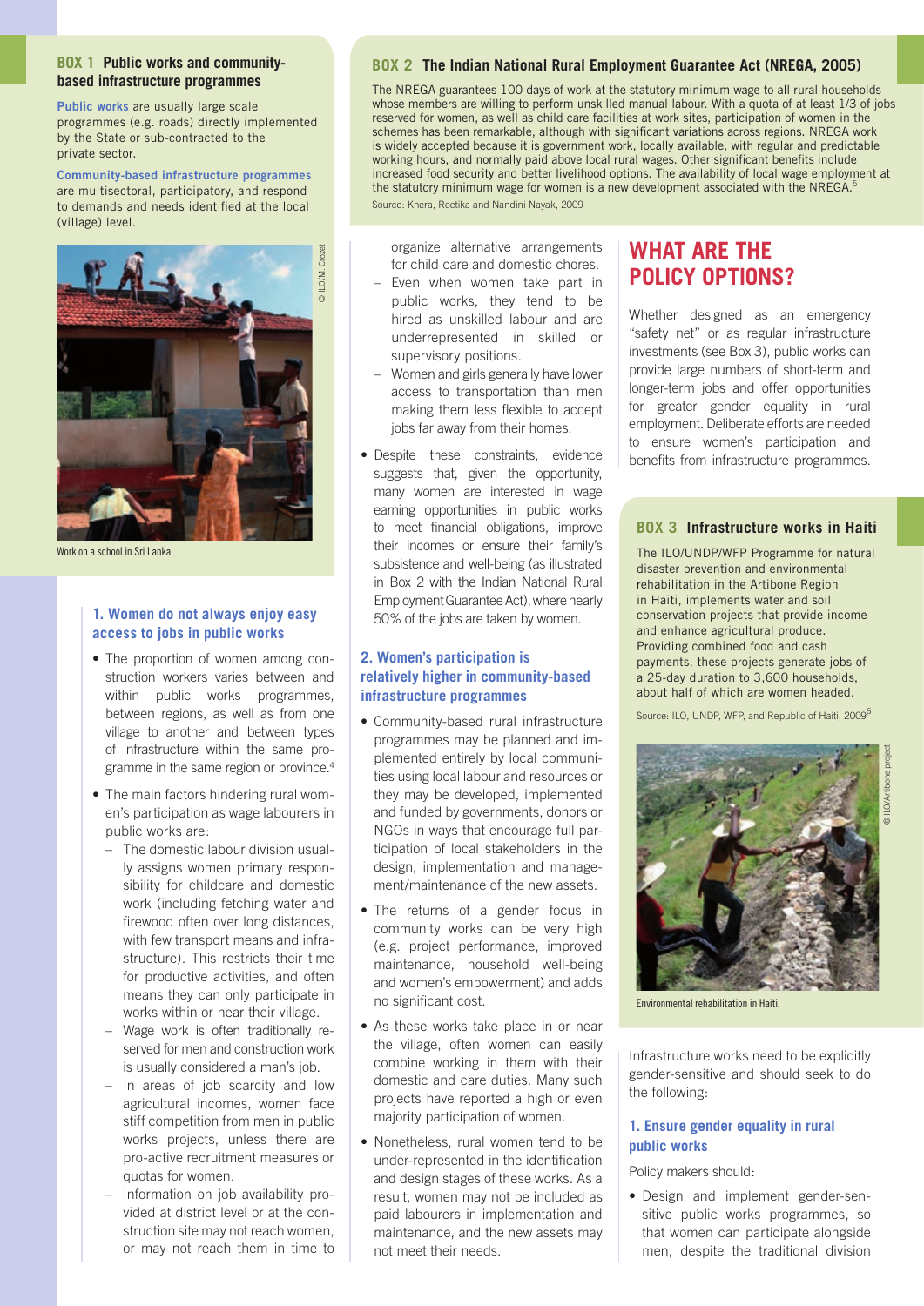### BOX 1 Public works and community-based infrastructure programmes

**Public works** are usually large scale programmes (e.g. roads) directly implemented by the State or sub-contracted to the private sector.

**Community-based infrastructure programmes** are multisectoral, participatory, and respond to demands and needs identified at the local (village) level.

Work on a school in Sri Lanka.

### 1. Women do not always enjoy easy access to jobs in public works

- The proportion of women among construction workers varies between and within public works programmes, between regions, as well as from one village to another and between types of infrastructure within the same programme in the same region or province.[4]
- The main factors hindering rural women's participation as wage labourers in public works are:
  - The domestic labour division usually assigns women primary responsibility for childcare and domestic work (including fetching water and firewood often over long distances, with few transport means and infrastructure). This restricts their time for productive activities, and often means they can only participate in works within or near their village.
  - Wage work is often traditionally reserved for men and construction work is usually considered a man's job.
  - In areas of job scarcity and low agricultural incomes, women face stiff competition from men in public works projects, unless there are pro-active recruitment measures or quotas for women.
  - Information on job availability provided at district level or at the construction site may not reach women, or may not reach them in time to organize alternative arrangements for child care and domestic chores.
  - Even when women take part in public works, they tend to be hired as unskilled labour and are underrepresented in skilled or supervisory positions.
  - Women and girls generally have lower access to transportation than men making them less flexible to accept jobs far away from their homes.
- Despite these constraints, evidence suggests that, given the opportunity, many women are interested in wage earning opportunities in public works to meet financial obligations, improve their incomes or ensure their family's subsistence and well-being (as illustrated in Box 2 with the Indian National Rural Employment Guarantee Act), where nearly 50% of the jobs are taken by women.

### 2. Women's participation is relatively higher in community-based infrastructure programmes

- Community-based rural infrastructure programmes may be planned and implemented entirely by local communities using local labour and resources or they may be developed, implemented and funded by governments, donors or NGOs in ways that encourage full participation of local stakeholders in the design, implementation and management/maintenance of the new assets.
- The returns of a gender focus in community works can be very high (e.g. project performance, improved maintenance, household well-being and women's empowerment) and adds no significant cost.
- As these works take place in or near the village, often women can easily combine working in them with their domestic and care duties. Many such projects have reported a high or even majority participation of women.
- Nonetheless, rural women tend to be under-represented in the identification and design stages of these works. As a result, women may not be included as paid labourers in implementation and maintenance, and the new assets may not meet their needs.

### BOX 2 The Indian National Rural Employment Guarantee Act (NREGA, 2005)

The NREGA guarantees 100 days of work at the statutory minimum wage to all rural households whose members are willing to perform unskilled manual labour. With a quota of at least 1/3 of jobs reserved for women, as well as child care facilities at work sites, participation of women in the schemes has been remarkable, although with significant variations across regions. NREGA work is widely accepted because it is government work, locally available, with regular and predictable working hours, and normally paid above local rural wages. Other significant benefits include increased food security and better livelihood options. The availability of local wage employment at the statutory minimum wage for women is a new development associated with the NREGA.[5]

Source: Khera, Reetika and Nandini Nayak, 2009

## WHAT ARE THE POLICY OPTIONS?

Whether designed as an emergency "safety net" or as regular infrastructure investments (see Box 3), public works can provide large numbers of short-term and longer-term jobs and offer opportunities for greater gender equality in rural employment. Deliberate efforts are needed to ensure women's participation and benefits from infrastructure programmes.

### BOX 3 Infrastructure works in Haiti

The ILO/UNDP/WFP Programme for natural disaster prevention and environmental rehabilitation in the Artibone Region in Haiti, implements water and soil conservation projects that provide income and enhance agricultural produce. Providing combined food and cash payments, these projects generate jobs of a 25-day duration to 3,600 households, about half of which are women headed.

Source: ILO, UNDP, WFP, and Republic of Haiti, 2009[6]

Environmental rehabilitation in Haiti.

Infrastructure works need to be explicitly gender-sensitive and should seek to do the following:

### 1. Ensure gender equality in rural public works

Policy makers should:

- Design and implement gender-sensitive public works programmes, so that women can participate alongside men, despite the traditional division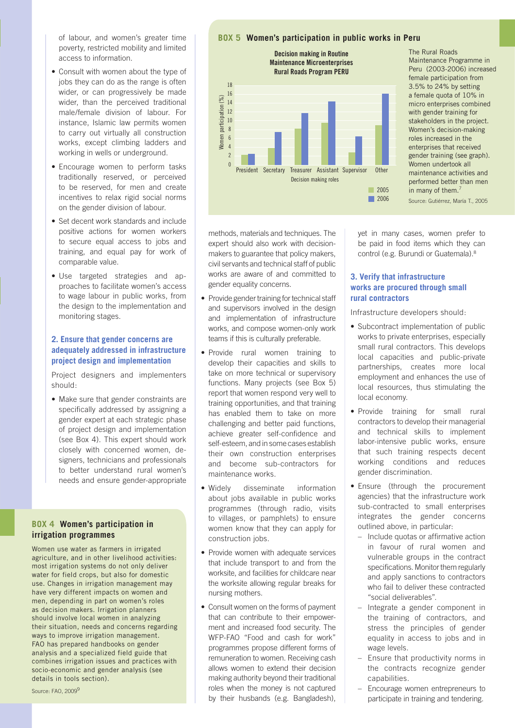of labour, and women's greater time poverty, restricted mobility and limited access to information.

- Consult with women about the type of jobs they can do as the range is often wider, or can progressively be made wider, than the perceived traditional male/female division of labour. For instance, Islamic law permits women to carry out virtually all construction works, except climbing ladders and working in wells or underground.
- Encourage women to perform tasks traditionally reserved, or perceived to be reserved, for men and create incentives to relax rigid social norms on the gender division of labour.
- Set decent work standards and include positive actions for women workers to secure equal access to jobs and training, and equal pay for work of comparable value.
- Use targeted strategies and approaches to facilitate women's access to wage labour in public works, from the design to the implementation and monitoring stages.

### 2. Ensure that gender concerns are adequately addressed in infrastructure project design and implementation

Project designers and implementers should:

- Make sure that gender constraints are specifically addressed by assigning a gender expert at each strategic phase of project design and implementation (see Box 4). This expert should work closely with concerned women, designers, technicians and professionals to better understand rural women's needs and ensure gender-appropriate methods, materials and techniques. The expert should also work with decision-makers to guarantee that policy makers, civil servants and technical staff of public works are aware of and committed to gender equality concerns.
- Provide gender training for technical staff and supervisors involved in the design and implementation of infrastructure works, and compose women-only work teams if this is culturally preferable.
- Provide rural women training to develop their capacities and skills to take on more technical or supervisory functions. Many projects (see Box 5) report that women respond very well to training opportunities, and that training has enabled them to take on more challenging and better paid functions, achieve greater self-confidence and self-esteem, and in some cases establish their own construction enterprises and become sub-contractors for maintenance works.
- Widely disseminate information about jobs available in public works programmes (through radio, visits to villages, or pamphlets) to ensure women know that they can apply for construction jobs.
- Provide women with adequate services that include transport to and from the worksite, and facilities for childcare near the worksite allowing regular breaks for nursing mothers.
- Consult women on the forms of payment that can contribute to their empowerment and increased food security. The WFP-FAO "Food and cash for work" programmes propose different forms of remuneration to women. Receiving cash allows women to extend their decision making authority beyond their traditional roles when the money is not captured by their husbands (e.g. Bangladesh), yet in many cases, women prefer to be paid in food items which they can control (e.g. Burundi or Guatemala).[8]

### 3. Verify that infrastructure works are procured through small rural contractors

Infrastructure developers should:

- Subcontract implementation of public works to private enterprises, especially small rural contractors. This develops local capacities and public-private partnerships, creates more local employment and enhances the use of local resources, thus stimulating the local economy.
- Provide training for small rural contractors to develop their managerial and technical skills to implement labor-intensive public works, ensure that such training respects decent working conditions and reduces gender discrimination.
- Ensure (through the procurement agencies) that the infrastructure work sub-contracted to small enterprises integrates the gender concerns outlined above, in particular:
  - Include quotas or affirmative action in favour of rural women and vulnerable groups in the contract specifications. Monitor them regularly and apply sanctions to contractors who fail to deliver these contracted "social deliverables".
  - Integrate a gender component in the training of contractors, and stress the principles of gender equality in access to jobs and in wage levels.
  - Ensure that productivity norms in the contracts recognize gender capabilities.
  - Encourage women entrepreneurs to participate in training and tendering.

---

**BOX 5 Women's participation in public works in Peru**

**Decision making in Routine Maintenance Microenterprises Rural Roads Program PERU**

(Chart: Women participation (%) by decision making roles — President, Secretary, Treasurer, Assistant, Supervisor, Other; 2005 and 2006)

The Rural Roads Maintenance Programme in Peru (2003-2006) increased female participation from 3.5% to 24% by setting a female quota of 10% in micro enterprises combined with gender training for stakeholders in the project. Women's decision-making roles increased in the enterprises that received gender training (see graph). Women undertook all maintenance activities and performed better than men in many of them.[7]

Source: Gutiérrez, María T., 2005

---

**BOX 4 Women's participation in irrigation programmes**

Women use water as farmers in irrigated agriculture, and in other livelihood activities: most irrigation systems do not only deliver water for field crops, but also for domestic use. Changes in irrigation management may have very different impacts on women and men, depending in part on women's roles as decision makers. Irrigation planners should involve local women in analyzing their situation, needs and concerns regarding ways to improve irrigation management. FAO has prepared handbooks on gender analysis and a specialized field guide that combines irrigation issues and practices with socio-economic and gender analysis (see details in tools section).

Source: FAO, 2009[9]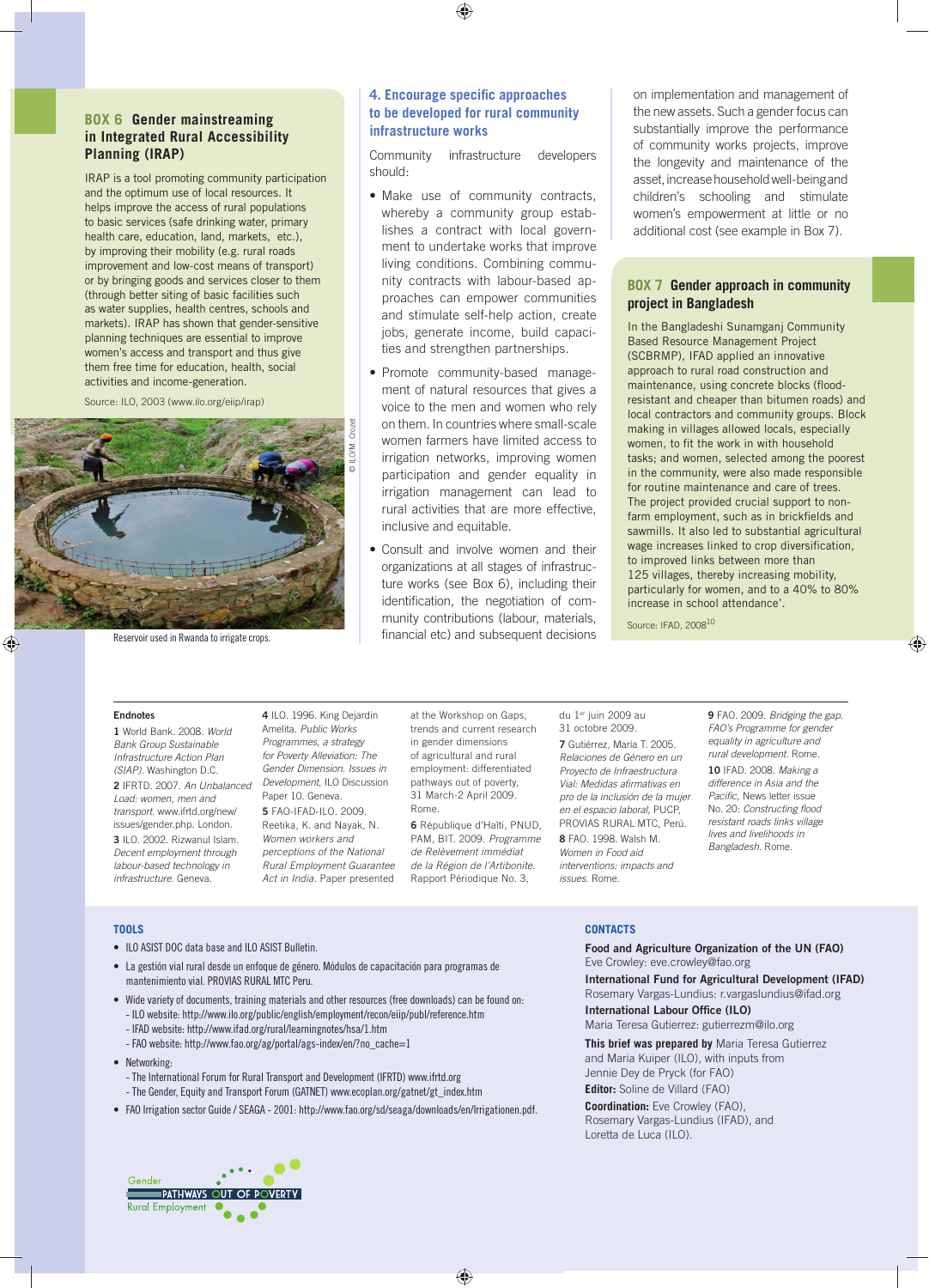## BOX 6 Gender mainstreaming in Integrated Rural Accessibility Planning (IRAP)

IRAP is a tool promoting community participation and the optimum use of local resources. It helps improve the access of rural populations to basic services (safe drinking water, primary health care, education, land, markets, etc.), by improving their mobility (e.g. rural roads improvement and low-cost means of transport) or by bringing goods and services closer to them (through better siting of basic facilities such as water supplies, health centres, schools and markets). IRAP has shown that gender-sensitive planning techniques are essential to improve women's access and transport and thus give them free time for education, health, social activities and income-generation.

Source: ILO, 2003 (www.ilo.org/eiip/irap)

© ILO/M. Crozet

Reservoir used in Rwanda to irrigate crops.

### 4. Encourage specific approaches to be developed for rural community infrastructure works

Community infrastructure developers should:

- Make use of community contracts, whereby a community group establishes a contract with local government to undertake works that improve living conditions. Combining community contracts with labour-based approaches can empower communities and stimulate self-help action, create jobs, generate income, build capacities and strengthen partnerships.
- Promote community-based management of natural resources that gives a voice to the men and women who rely on them. In countries where small-scale women farmers have limited access to irrigation networks, improving women participation and gender equality in irrigation management can lead to rural activities that are more effective, inclusive and equitable.
- Consult and involve women and their organizations at all stages of infrastructure works (see Box 6), including their identification, the negotiation of community contributions (labour, materials, financial etc) and subsequent decisions on implementation and management of the new assets. Such a gender focus can substantially improve the performance of community works projects, improve the longevity and maintenance of the asset, increase household well-being and children's schooling and stimulate women's empowerment at little or no additional cost (see example in Box 7).

## BOX 7 Gender approach in community project in Bangladesh

In the Bangladeshi Sunamganj Community Based Resource Management Project (SCBRMP), IFAD applied an innovative approach to rural road construction and maintenance, using concrete blocks (flood-resistant and cheaper than bitumen roads) and local contractors and community groups. Block making in villages allowed locals, especially women, to fit the work in with household tasks; and women, selected among the poorest in the community, were also made responsible for routine maintenance and care of trees. The project provided crucial support to non-farm employment, such as in brickfields and sawmills. It also led to substantial agricultural wage increases linked to crop diversification, to improved links between more than 125 villages, thereby increasing mobility, particularly for women, and to a 40% to 80% increase in school attendance'.

Source: IFAD, 2008[10]

### Endnotes

1 World Bank. 2008. *World Bank Group Sustainable Infrastructure Action Plan (SIAP).* Washington D.C.

2 IFRTD. 2007. *An Unbalanced Load: women, men and transport.* www.ifrtd.org/new/issues/gender.php. London.

3 ILO. 2002. Rizwanul Islam. *Decent employment through labour-based technology in infrastructure.* Geneva.

4 ILO. 1996. King Dejardin Amelita. *Public Works Programmes, a strategy for Poverty Alleviation: The Gender Dimension. Issues in Development*, ILO Discussion Paper 10. Geneva.

5 FAO-IFAD-ILO. 2009. Reetika, K. and Nayak, N. *Women workers and perceptions of the National Rural Employment Guarantee Act in India.* Paper presented at the Workshop on Gaps, trends and current research in gender dimensions of agricultural and rural employment: differentiated pathways out of poverty, 31 March-2 April 2009. Rome.

6 République d'Haïti, PNUD, PAM, BIT. 2009. *Programme de Relèvement immédiat de la Région de l'Artibonite.* Rapport Périodique No. 3, du 1er juin 2009 au 31 octobre 2009.

7 Gutiérrez, María T. 2005. *Relaciones de Género en un Proyecto de Infraestructura Vial: Medidas afirmativas en pro de la inclusión de la mujer en el espacio laboral*, PUCP, PROVIAS RURAL MTC, Perú.

8 FAO. 1998. Walsh M. *Women in Food aid interventions: impacts and issues.* Rome.

9 FAO. 2009. *Bridging the gap. FAO's Programme for gender equality in agriculture and rural development.* Rome.

10 IFAD. 2008. *Making a difference in Asia and the Pacific*, News letter issue No. 20: *Constructing flood resistant roads links village lives and livelihoods in Bangladesh.* Rome.

### TOOLS

- ILO ASIST DOC data base and ILO ASIST Bulletin.
- La gestión vial rural desde un enfoque de género. Módulos de capacitación para programas de mantenimiento vial. PROVIAS RURAL MTC Peru.
- Wide variety of documents, training materials and other resources (free downloads) can be found on:
  - ILO website: http://www.ilo.org/public/english/employment/recon/eiip/publ/reference.htm
  - IFAD website: http://www.ifad.org/rural/learningnotes/hsa/1.htm
  - FAO website: http://www.fao.org/ag/portal/ags-index/en/?no_cache=1
- Networking:
  - The International Forum for Rural Transport and Development (IFRTD) www.ifrtd.org
  - The Gender, Equity and Transport Forum (GATNET) www.ecoplan.org/gatnet/gt_index.htm
- FAO Irrigation sector Guide / SEAGA - 2001: http://www.fao.org/sd/seaga/downloads/en/Irrigationen.pdf.

### CONTACTS

**Food and Agriculture Organization of the UN (FAO)**
Eve Crowley: eve.crowley@fao.org

**International Fund for Agricultural Development (IFAD)**
Rosemary Vargas-Lundius: r.vargaslundius@ifad.org

**International Labour Office (ILO)**
Maria Teresa Gutierrez: gutierrezm@ilo.org

**This brief was prepared by** Maria Teresa Gutierrez and Maria Kuiper (ILO), with inputs from Jennie Dey de Pryck (for FAO)

**Editor:** Soline de Villard (FAO)

**Coordination:** Eve Crowley (FAO), Rosemary Vargas-Lundius (IFAD), and Loretta de Luca (ILO).

Gender PATHWAYS OUT OF POVERTY Rural Employment